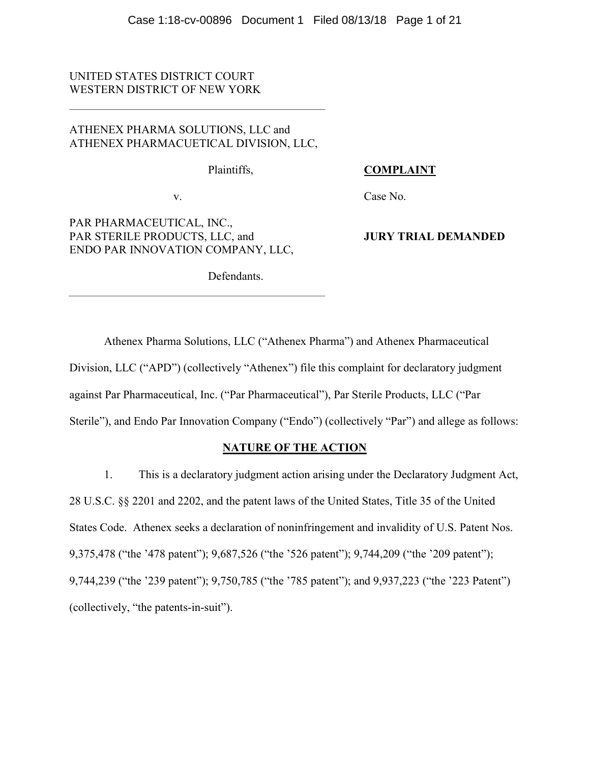UNITED STATES DISTRICT COURT
WESTERN DISTRICT OF NEW YORK

---

ATHENEX PHARMA SOLUTIONS, LLC and
ATHENEX PHARMACUETICAL DIVISION, LLC,

Plaintiffs,

v.

PAR PHARMACEUTICAL, INC.,
PAR STERILE PRODUCTS, LLC, and
ENDO PAR INNOVATION COMPANY, LLC,

Defendants.

---

**COMPLAINT**

Case No.

**JURY TRIAL DEMANDED**

Athenex Pharma Solutions, LLC ("Athenex Pharma") and Athenex Pharmaceutical Division, LLC ("APD") (collectively "Athenex") file this complaint for declaratory judgment against Par Pharmaceutical, Inc. ("Par Pharmaceutical"), Par Sterile Products, LLC ("Par Sterile"), and Endo Par Innovation Company ("Endo") (collectively "Par") and allege as follows:

## NATURE OF THE ACTION

1. This is a declaratory judgment action arising under the Declaratory Judgment Act, 28 U.S.C. §§ 2201 and 2202, and the patent laws of the United States, Title 35 of the United States Code. Athenex seeks a declaration of noninfringement and invalidity of U.S. Patent Nos. 9,375,478 ("the '478 patent"); 9,687,526 ("the '526 patent"); 9,744,209 ("the '209 patent"); 9,744,239 ("the '239 patent"); 9,750,785 ("the '785 patent"); and 9,937,223 ("the '223 Patent") (collectively, "the patents-in-suit").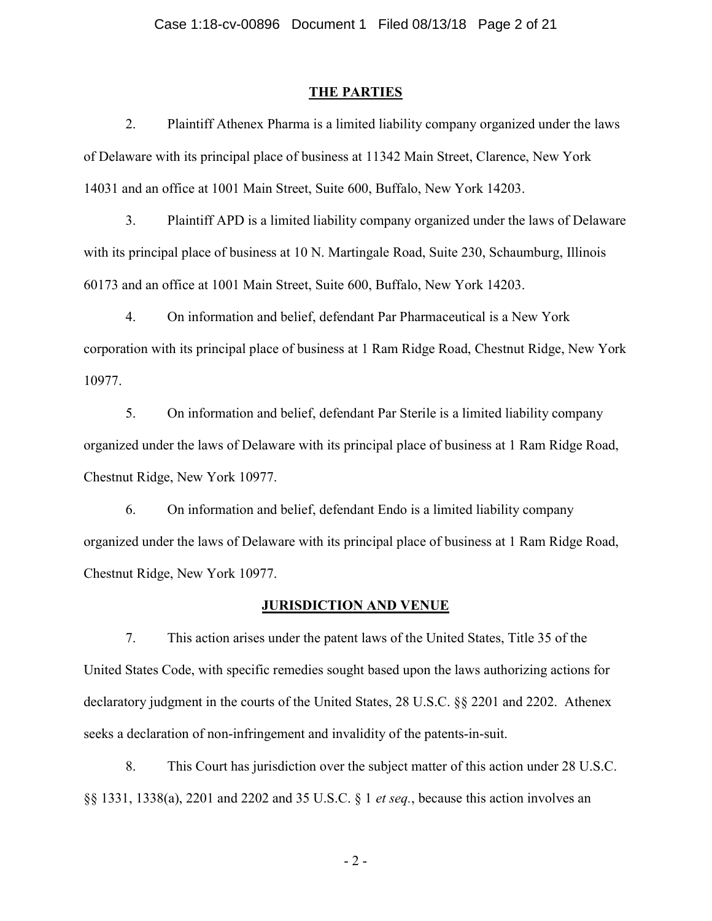## THE PARTIES

2. Plaintiff Athenex Pharma is a limited liability company organized under the laws of Delaware with its principal place of business at 11342 Main Street, Clarence, New York 14031 and an office at 1001 Main Street, Suite 600, Buffalo, New York 14203.

3. Plaintiff APD is a limited liability company organized under the laws of Delaware with its principal place of business at 10 N. Martingale Road, Suite 230, Schaumburg, Illinois 60173 and an office at 1001 Main Street, Suite 600, Buffalo, New York 14203.

4. On information and belief, defendant Par Pharmaceutical is a New York corporation with its principal place of business at 1 Ram Ridge Road, Chestnut Ridge, New York 10977.

5. On information and belief, defendant Par Sterile is a limited liability company organized under the laws of Delaware with its principal place of business at 1 Ram Ridge Road, Chestnut Ridge, New York 10977.

6. On information and belief, defendant Endo is a limited liability company organized under the laws of Delaware with its principal place of business at 1 Ram Ridge Road, Chestnut Ridge, New York 10977.

## JURISDICTION AND VENUE

7. This action arises under the patent laws of the United States, Title 35 of the United States Code, with specific remedies sought based upon the laws authorizing actions for declaratory judgment in the courts of the United States, 28 U.S.C. §§ 2201 and 2202. Athenex seeks a declaration of non-infringement and invalidity of the patents-in-suit.

8. This Court has jurisdiction over the subject matter of this action under 28 U.S.C. §§ 1331, 1338(a), 2201 and 2202 and 35 U.S.C. § 1 *et seq.*, because this action involves an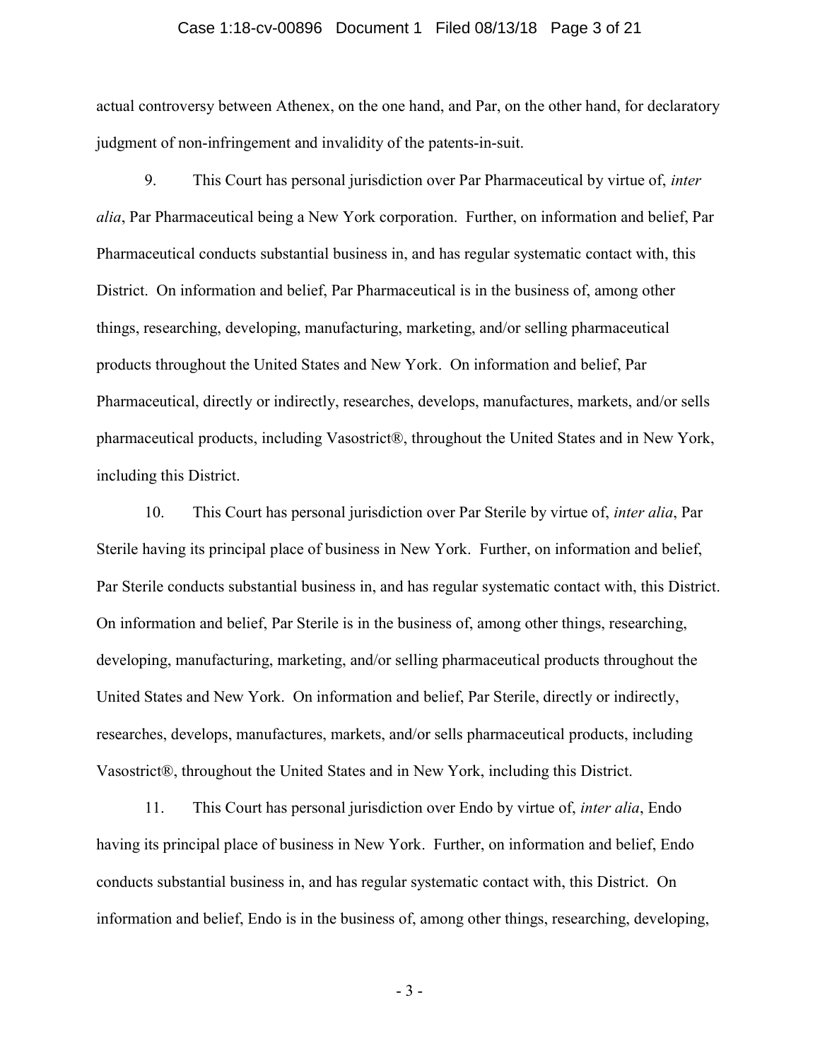actual controversy between Athenex, on the one hand, and Par, on the other hand, for declaratory judgment of non-infringement and invalidity of the patents-in-suit.

9. This Court has personal jurisdiction over Par Pharmaceutical by virtue of, *inter alia*, Par Pharmaceutical being a New York corporation. Further, on information and belief, Par Pharmaceutical conducts substantial business in, and has regular systematic contact with, this District. On information and belief, Par Pharmaceutical is in the business of, among other things, researching, developing, manufacturing, marketing, and/or selling pharmaceutical products throughout the United States and New York. On information and belief, Par Pharmaceutical, directly or indirectly, researches, develops, manufactures, markets, and/or sells pharmaceutical products, including Vasostrict®, throughout the United States and in New York, including this District.

10. This Court has personal jurisdiction over Par Sterile by virtue of, *inter alia*, Par Sterile having its principal place of business in New York. Further, on information and belief, Par Sterile conducts substantial business in, and has regular systematic contact with, this District. On information and belief, Par Sterile is in the business of, among other things, researching, developing, manufacturing, marketing, and/or selling pharmaceutical products throughout the United States and New York. On information and belief, Par Sterile, directly or indirectly, researches, develops, manufactures, markets, and/or sells pharmaceutical products, including Vasostrict®, throughout the United States and in New York, including this District.

11. This Court has personal jurisdiction over Endo by virtue of, *inter alia*, Endo having its principal place of business in New York. Further, on information and belief, Endo conducts substantial business in, and has regular systematic contact with, this District. On information and belief, Endo is in the business of, among other things, researching, developing,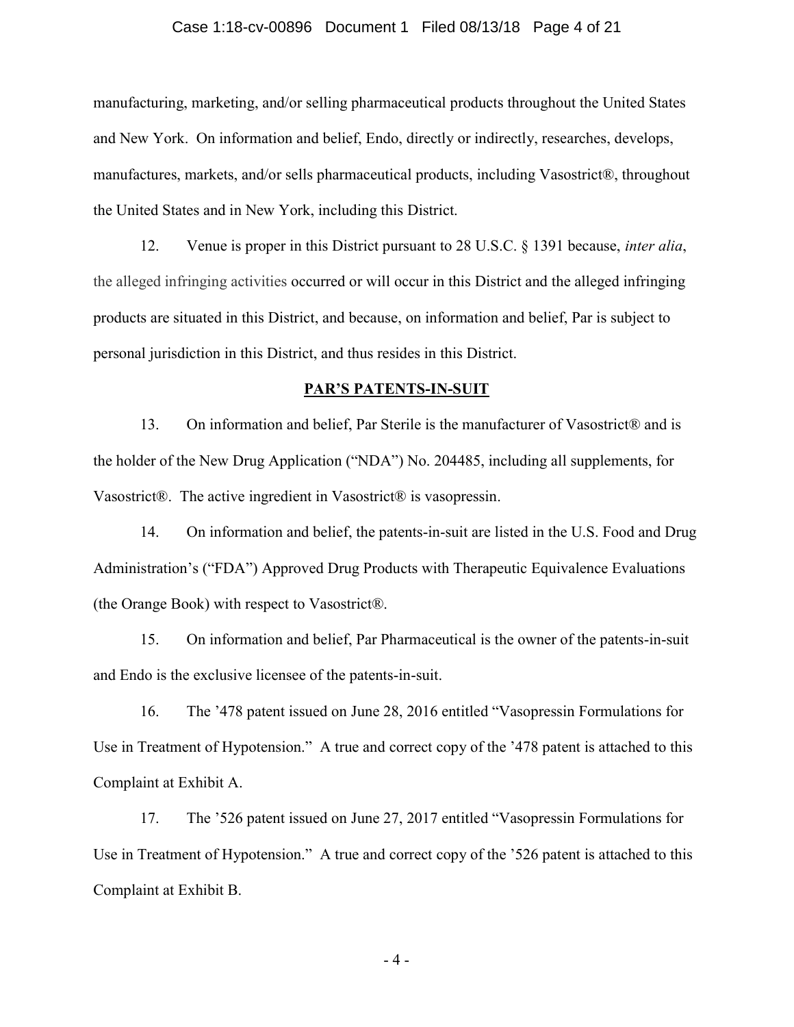manufacturing, marketing, and/or selling pharmaceutical products throughout the United States and New York. On information and belief, Endo, directly or indirectly, researches, develops, manufactures, markets, and/or sells pharmaceutical products, including Vasostrict®, throughout the United States and in New York, including this District.

12. Venue is proper in this District pursuant to 28 U.S.C. § 1391 because, *inter alia*, the alleged infringing activities occurred or will occur in this District and the alleged infringing products are situated in this District, and because, on information and belief, Par is subject to personal jurisdiction in this District, and thus resides in this District.

## PAR'S PATENTS-IN-SUIT

13. On information and belief, Par Sterile is the manufacturer of Vasostrict® and is the holder of the New Drug Application ("NDA") No. 204485, including all supplements, for Vasostrict®. The active ingredient in Vasostrict® is vasopressin.

14. On information and belief, the patents-in-suit are listed in the U.S. Food and Drug Administration's ("FDA") Approved Drug Products with Therapeutic Equivalence Evaluations (the Orange Book) with respect to Vasostrict®.

15. On information and belief, Par Pharmaceutical is the owner of the patents-in-suit and Endo is the exclusive licensee of the patents-in-suit.

16. The '478 patent issued on June 28, 2016 entitled "Vasopressin Formulations for Use in Treatment of Hypotension." A true and correct copy of the '478 patent is attached to this Complaint at Exhibit A.

17. The '526 patent issued on June 27, 2017 entitled "Vasopressin Formulations for Use in Treatment of Hypotension." A true and correct copy of the '526 patent is attached to this Complaint at Exhibit B.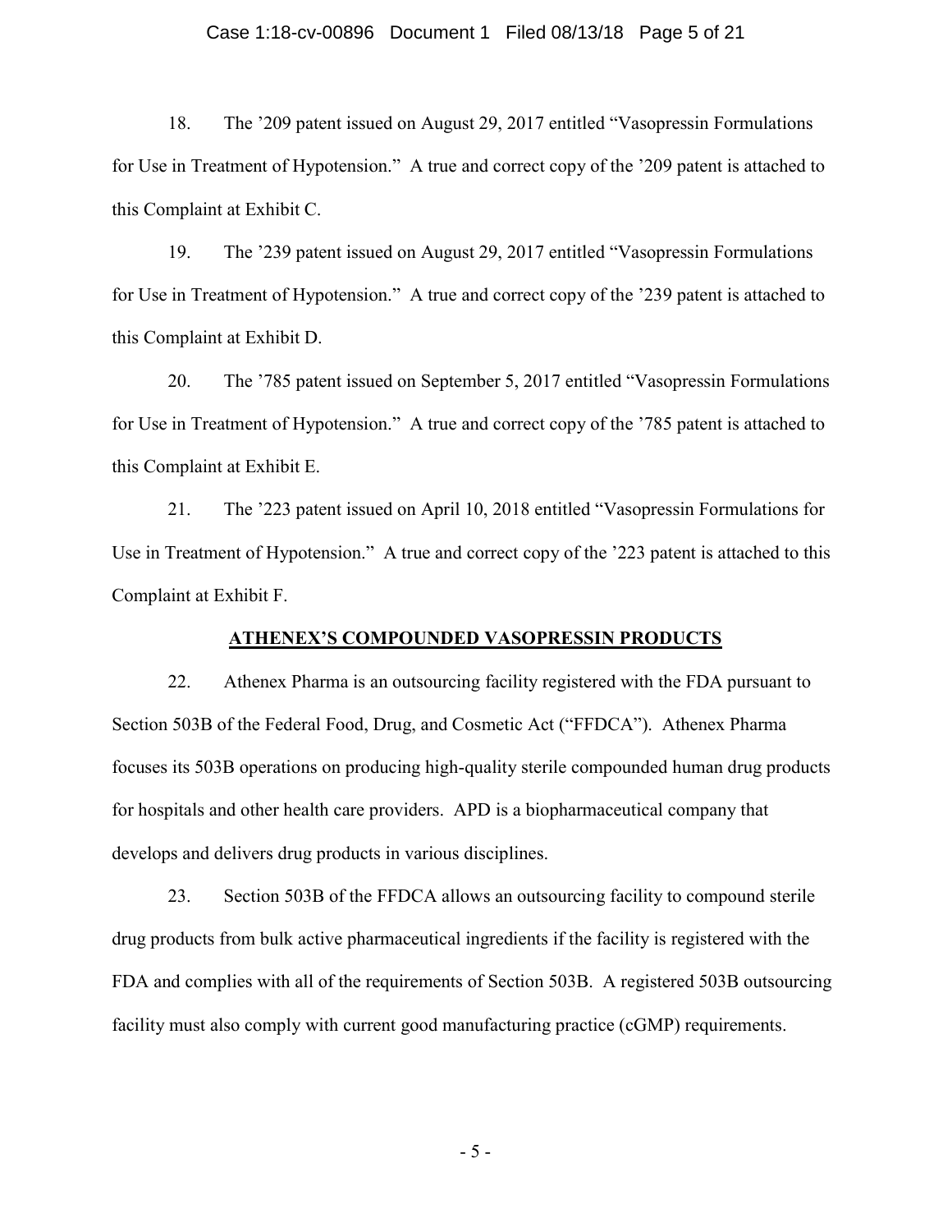18. The '209 patent issued on August 29, 2017 entitled "Vasopressin Formulations for Use in Treatment of Hypotension." A true and correct copy of the '209 patent is attached to this Complaint at Exhibit C.

19. The '239 patent issued on August 29, 2017 entitled "Vasopressin Formulations for Use in Treatment of Hypotension." A true and correct copy of the '239 patent is attached to this Complaint at Exhibit D.

20. The '785 patent issued on September 5, 2017 entitled "Vasopressin Formulations for Use in Treatment of Hypotension." A true and correct copy of the '785 patent is attached to this Complaint at Exhibit E.

21. The '223 patent issued on April 10, 2018 entitled "Vasopressin Formulations for Use in Treatment of Hypotension." A true and correct copy of the '223 patent is attached to this Complaint at Exhibit F.

## ATHENEX'S COMPOUNDED VASOPRESSIN PRODUCTS

22. Athenex Pharma is an outsourcing facility registered with the FDA pursuant to Section 503B of the Federal Food, Drug, and Cosmetic Act ("FFDCA"). Athenex Pharma focuses its 503B operations on producing high-quality sterile compounded human drug products for hospitals and other health care providers. APD is a biopharmaceutical company that develops and delivers drug products in various disciplines.

23. Section 503B of the FFDCA allows an outsourcing facility to compound sterile drug products from bulk active pharmaceutical ingredients if the facility is registered with the FDA and complies with all of the requirements of Section 503B. A registered 503B outsourcing facility must also comply with current good manufacturing practice (cGMP) requirements.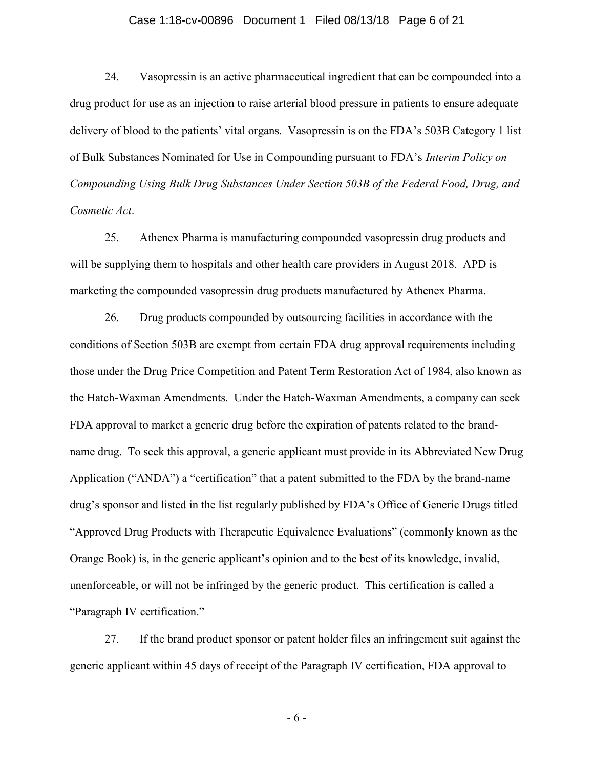24. Vasopressin is an active pharmaceutical ingredient that can be compounded into a drug product for use as an injection to raise arterial blood pressure in patients to ensure adequate delivery of blood to the patients' vital organs. Vasopressin is on the FDA's 503B Category 1 list of Bulk Substances Nominated for Use in Compounding pursuant to FDA's *Interim Policy on Compounding Using Bulk Drug Substances Under Section 503B of the Federal Food, Drug, and Cosmetic Act*.

25. Athenex Pharma is manufacturing compounded vasopressin drug products and will be supplying them to hospitals and other health care providers in August 2018. APD is marketing the compounded vasopressin drug products manufactured by Athenex Pharma.

26. Drug products compounded by outsourcing facilities in accordance with the conditions of Section 503B are exempt from certain FDA drug approval requirements including those under the Drug Price Competition and Patent Term Restoration Act of 1984, also known as the Hatch-Waxman Amendments. Under the Hatch-Waxman Amendments, a company can seek FDA approval to market a generic drug before the expiration of patents related to the brand-name drug. To seek this approval, a generic applicant must provide in its Abbreviated New Drug Application ("ANDA") a "certification" that a patent submitted to the FDA by the brand-name drug's sponsor and listed in the list regularly published by FDA's Office of Generic Drugs titled "Approved Drug Products with Therapeutic Equivalence Evaluations" (commonly known as the Orange Book) is, in the generic applicant's opinion and to the best of its knowledge, invalid, unenforceable, or will not be infringed by the generic product. This certification is called a "Paragraph IV certification."

27. If the brand product sponsor or patent holder files an infringement suit against the generic applicant within 45 days of receipt of the Paragraph IV certification, FDA approval to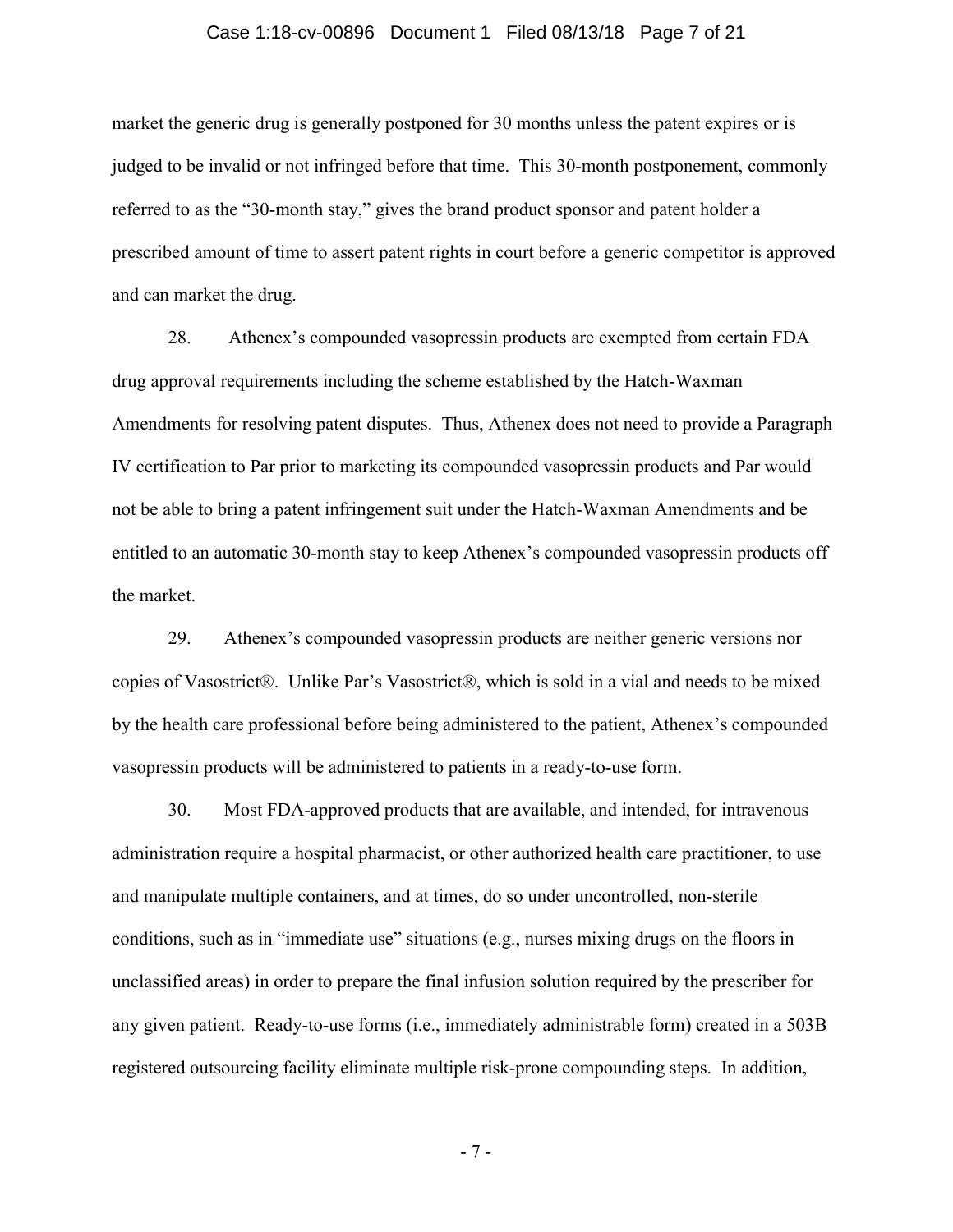market the generic drug is generally postponed for 30 months unless the patent expires or is judged to be invalid or not infringed before that time. This 30-month postponement, commonly referred to as the "30-month stay," gives the brand product sponsor and patent holder a prescribed amount of time to assert patent rights in court before a generic competitor is approved and can market the drug.

28. Athenex's compounded vasopressin products are exempted from certain FDA drug approval requirements including the scheme established by the Hatch-Waxman Amendments for resolving patent disputes. Thus, Athenex does not need to provide a Paragraph IV certification to Par prior to marketing its compounded vasopressin products and Par would not be able to bring a patent infringement suit under the Hatch-Waxman Amendments and be entitled to an automatic 30-month stay to keep Athenex's compounded vasopressin products off the market.

29. Athenex's compounded vasopressin products are neither generic versions nor copies of Vasostrict®. Unlike Par's Vasostrict®, which is sold in a vial and needs to be mixed by the health care professional before being administered to the patient, Athenex's compounded vasopressin products will be administered to patients in a ready-to-use form.

30. Most FDA-approved products that are available, and intended, for intravenous administration require a hospital pharmacist, or other authorized health care practitioner, to use and manipulate multiple containers, and at times, do so under uncontrolled, non-sterile conditions, such as in "immediate use" situations (e.g., nurses mixing drugs on the floors in unclassified areas) in order to prepare the final infusion solution required by the prescriber for any given patient. Ready-to-use forms (i.e., immediately administrable form) created in a 503B registered outsourcing facility eliminate multiple risk-prone compounding steps. In addition,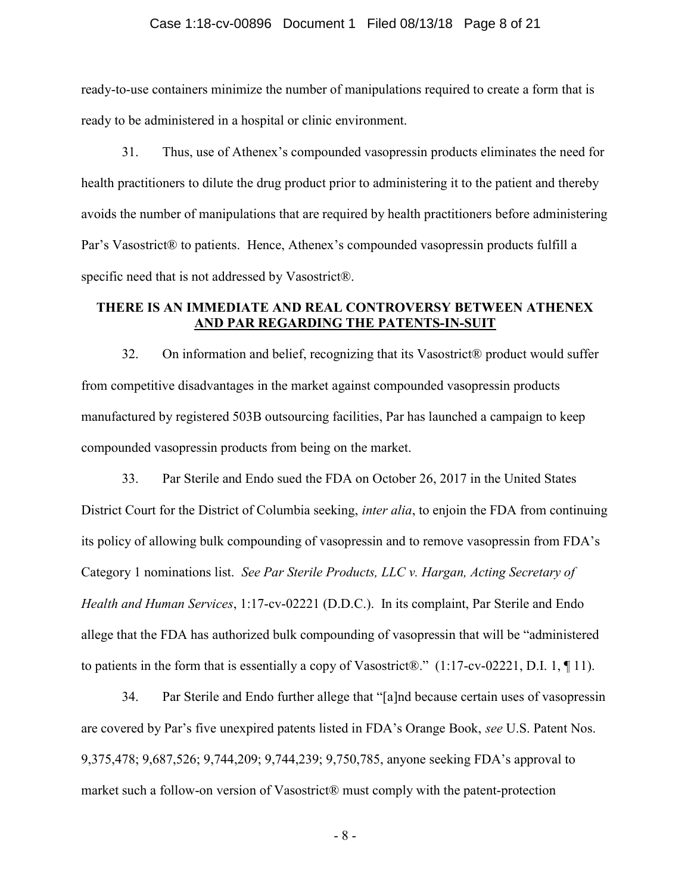ready-to-use containers minimize the number of manipulations required to create a form that is ready to be administered in a hospital or clinic environment.

31. Thus, use of Athenex's compounded vasopressin products eliminates the need for health practitioners to dilute the drug product prior to administering it to the patient and thereby avoids the number of manipulations that are required by health practitioners before administering Par's Vasostrict® to patients. Hence, Athenex's compounded vasopressin products fulfill a specific need that is not addressed by Vasostrict®.

**THERE IS AN IMMEDIATE AND REAL CONTROVERSY BETWEEN ATHENEX AND PAR REGARDING THE PATENTS-IN-SUIT**

32. On information and belief, recognizing that its Vasostrict® product would suffer from competitive disadvantages in the market against compounded vasopressin products manufactured by registered 503B outsourcing facilities, Par has launched a campaign to keep compounded vasopressin products from being on the market.

33. Par Sterile and Endo sued the FDA on October 26, 2017 in the United States District Court for the District of Columbia seeking, *inter alia*, to enjoin the FDA from continuing its policy of allowing bulk compounding of vasopressin and to remove vasopressin from FDA's Category 1 nominations list. *See Par Sterile Products, LLC v. Hargan, Acting Secretary of Health and Human Services*, 1:17-cv-02221 (D.D.C.). In its complaint, Par Sterile and Endo allege that the FDA has authorized bulk compounding of vasopressin that will be "administered to patients in the form that is essentially a copy of Vasostrict®." (1:17-cv-02221, D.I. 1, ¶ 11).

34. Par Sterile and Endo further allege that "[a]nd because certain uses of vasopressin are covered by Par's five unexpired patents listed in FDA's Orange Book, *see* U.S. Patent Nos. 9,375,478; 9,687,526; 9,744,209; 9,744,239; 9,750,785, anyone seeking FDA's approval to market such a follow-on version of Vasostrict® must comply with the patent-protection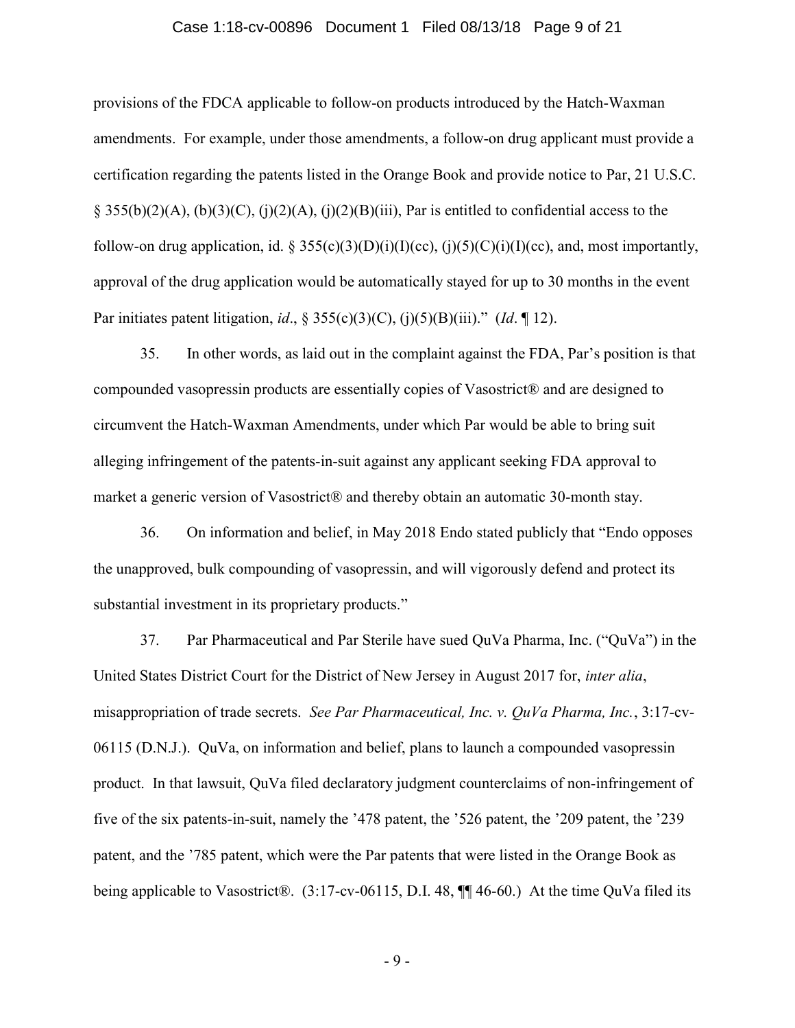provisions of the FDCA applicable to follow-on products introduced by the Hatch-Waxman amendments. For example, under those amendments, a follow-on drug applicant must provide a certification regarding the patents listed in the Orange Book and provide notice to Par, 21 U.S.C. § 355(b)(2)(A), (b)(3)(C), (j)(2)(A), (j)(2)(B)(iii), Par is entitled to confidential access to the follow-on drug application, id. § 355(c)(3)(D)(i)(I)(cc), (j)(5)(C)(i)(I)(cc), and, most importantly, approval of the drug application would be automatically stayed for up to 30 months in the event Par initiates patent litigation, *id*., § 355(c)(3)(C), (j)(5)(B)(iii)." (*Id*. ¶ 12).

35. In other words, as laid out in the complaint against the FDA, Par's position is that compounded vasopressin products are essentially copies of Vasostrict® and are designed to circumvent the Hatch-Waxman Amendments, under which Par would be able to bring suit alleging infringement of the patents-in-suit against any applicant seeking FDA approval to market a generic version of Vasostrict® and thereby obtain an automatic 30-month stay.

36. On information and belief, in May 2018 Endo stated publicly that "Endo opposes the unapproved, bulk compounding of vasopressin, and will vigorously defend and protect its substantial investment in its proprietary products."

37. Par Pharmaceutical and Par Sterile have sued QuVa Pharma, Inc. ("QuVa") in the United States District Court for the District of New Jersey in August 2017 for, *inter alia*, misappropriation of trade secrets. *See Par Pharmaceutical, Inc. v. QuVa Pharma, Inc.*, 3:17-cv-06115 (D.N.J.). QuVa, on information and belief, plans to launch a compounded vasopressin product. In that lawsuit, QuVa filed declaratory judgment counterclaims of non-infringement of five of the six patents-in-suit, namely the '478 patent, the '526 patent, the '209 patent, the '239 patent, and the '785 patent, which were the Par patents that were listed in the Orange Book as being applicable to Vasostrict®. (3:17-cv-06115, D.I. 48, ¶¶ 46-60.) At the time QuVa filed its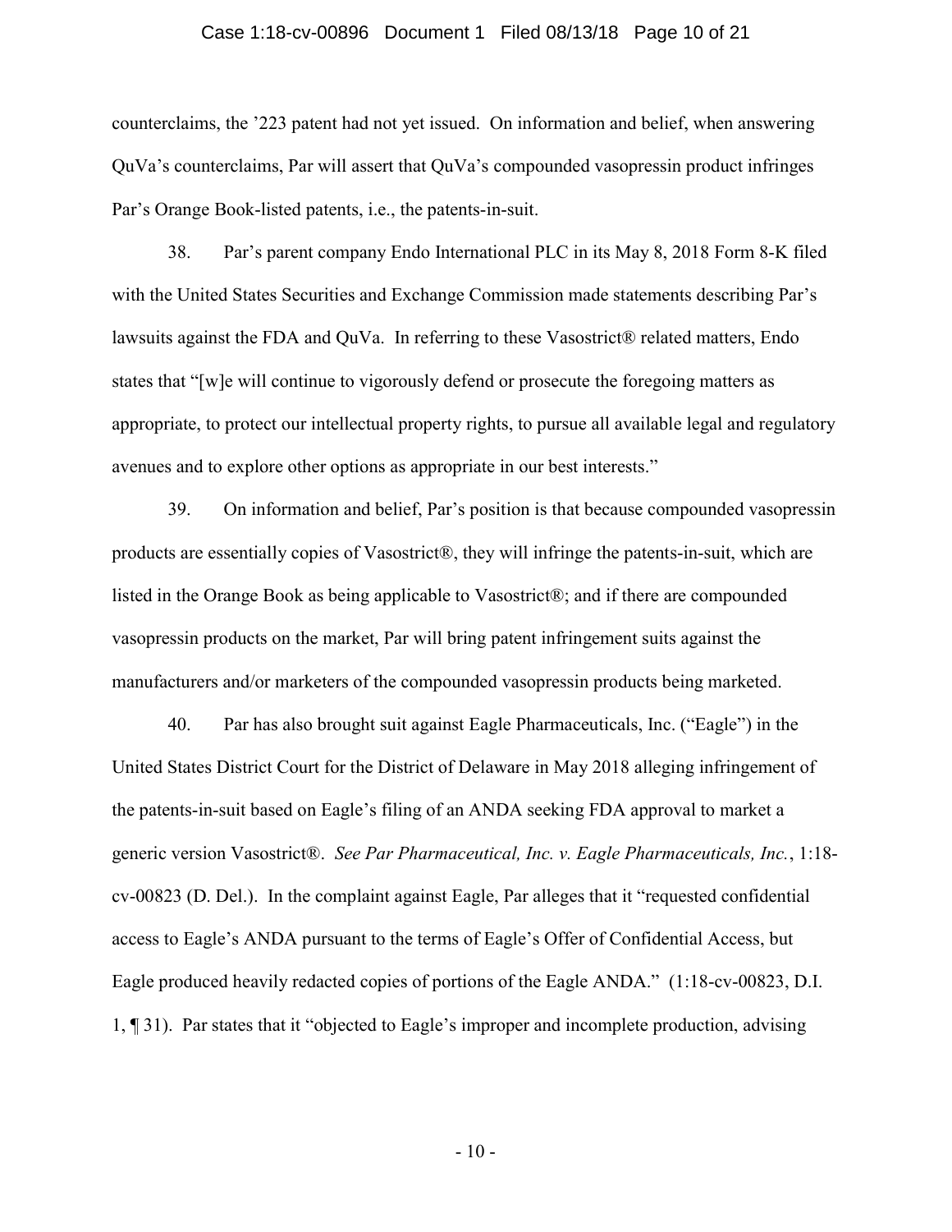counterclaims, the '223 patent had not yet issued. On information and belief, when answering QuVa's counterclaims, Par will assert that QuVa's compounded vasopressin product infringes Par's Orange Book-listed patents, i.e., the patents-in-suit.

38. Par's parent company Endo International PLC in its May 8, 2018 Form 8-K filed with the United States Securities and Exchange Commission made statements describing Par's lawsuits against the FDA and QuVa. In referring to these Vasostrict® related matters, Endo states that "[w]e will continue to vigorously defend or prosecute the foregoing matters as appropriate, to protect our intellectual property rights, to pursue all available legal and regulatory avenues and to explore other options as appropriate in our best interests."

39. On information and belief, Par's position is that because compounded vasopressin products are essentially copies of Vasostrict®, they will infringe the patents-in-suit, which are listed in the Orange Book as being applicable to Vasostrict®; and if there are compounded vasopressin products on the market, Par will bring patent infringement suits against the manufacturers and/or marketers of the compounded vasopressin products being marketed.

40. Par has also brought suit against Eagle Pharmaceuticals, Inc. ("Eagle") in the United States District Court for the District of Delaware in May 2018 alleging infringement of the patents-in-suit based on Eagle's filing of an ANDA seeking FDA approval to market a generic version Vasostrict®. *See Par Pharmaceutical, Inc. v. Eagle Pharmaceuticals, Inc.*, 1:18-cv-00823 (D. Del.). In the complaint against Eagle, Par alleges that it "requested confidential access to Eagle's ANDA pursuant to the terms of Eagle's Offer of Confidential Access, but Eagle produced heavily redacted copies of portions of the Eagle ANDA." (1:18-cv-00823, D.I. 1, ¶ 31). Par states that it "objected to Eagle's improper and incomplete production, advising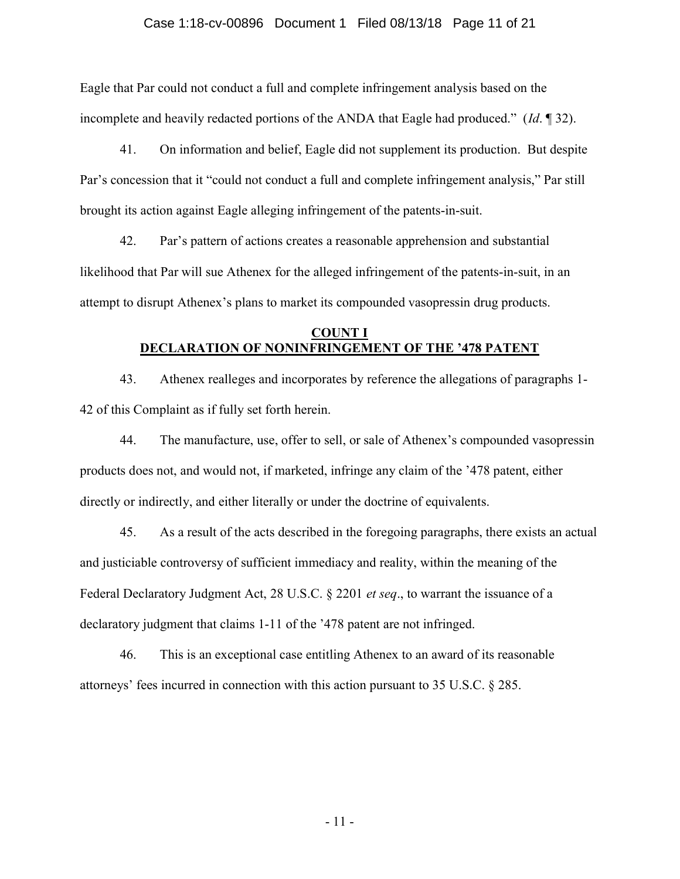Eagle that Par could not conduct a full and complete infringement analysis based on the incomplete and heavily redacted portions of the ANDA that Eagle had produced." (*Id*. ¶ 32).

41. On information and belief, Eagle did not supplement its production. But despite Par's concession that it "could not conduct a full and complete infringement analysis," Par still brought its action against Eagle alleging infringement of the patents-in-suit.

42. Par's pattern of actions creates a reasonable apprehension and substantial likelihood that Par will sue Athenex for the alleged infringement of the patents-in-suit, in an attempt to disrupt Athenex's plans to market its compounded vasopressin drug products.

## <u>COUNT I</u>
## <u>DECLARATION OF NONINFRINGEMENT OF THE '478 PATENT</u>

43. Athenex realleges and incorporates by reference the allegations of paragraphs 1-42 of this Complaint as if fully set forth herein.

44. The manufacture, use, offer to sell, or sale of Athenex's compounded vasopressin products does not, and would not, if marketed, infringe any claim of the '478 patent, either directly or indirectly, and either literally or under the doctrine of equivalents.

45. As a result of the acts described in the foregoing paragraphs, there exists an actual and justiciable controversy of sufficient immediacy and reality, within the meaning of the Federal Declaratory Judgment Act, 28 U.S.C. § 2201 *et seq*., to warrant the issuance of a declaratory judgment that claims 1-11 of the '478 patent are not infringed.

46. This is an exceptional case entitling Athenex to an award of its reasonable attorneys' fees incurred in connection with this action pursuant to 35 U.S.C. § 285.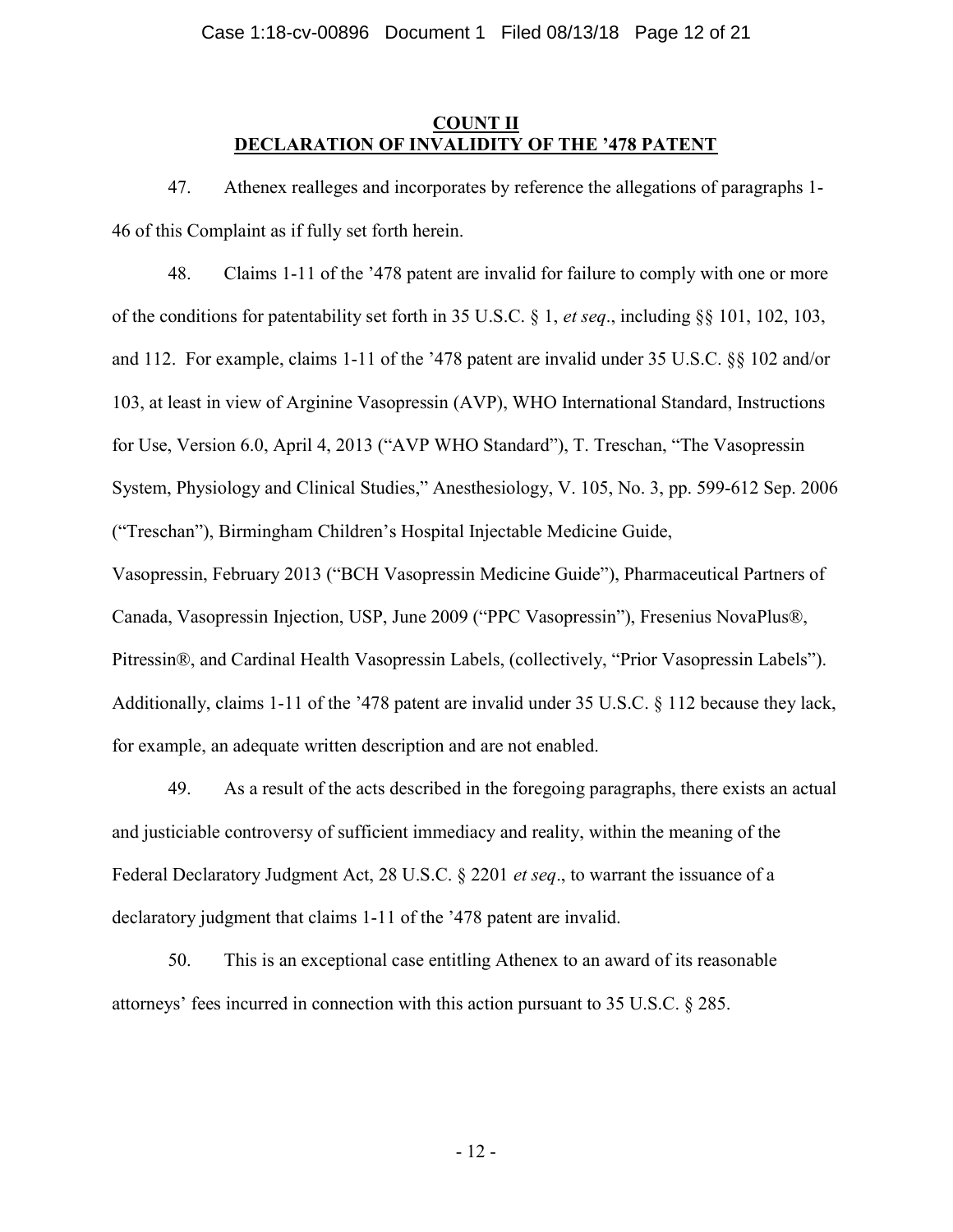## COUNT II
## DECLARATION OF INVALIDITY OF THE '478 PATENT

47. Athenex realleges and incorporates by reference the allegations of paragraphs 1-46 of this Complaint as if fully set forth herein.

48. Claims 1-11 of the '478 patent are invalid for failure to comply with one or more of the conditions for patentability set forth in 35 U.S.C. § 1, *et seq*., including §§ 101, 102, 103, and 112. For example, claims 1-11 of the '478 patent are invalid under 35 U.S.C. §§ 102 and/or 103, at least in view of Arginine Vasopressin (AVP), WHO International Standard, Instructions for Use, Version 6.0, April 4, 2013 ("AVP WHO Standard"), T. Treschan, "The Vasopressin System, Physiology and Clinical Studies," Anesthesiology, V. 105, No. 3, pp. 599-612 Sep. 2006 ("Treschan"), Birmingham Children's Hospital Injectable Medicine Guide, Vasopressin, February 2013 ("BCH Vasopressin Medicine Guide"), Pharmaceutical Partners of Canada, Vasopressin Injection, USP, June 2009 ("PPC Vasopressin"), Fresenius NovaPlus®, Pitressin®, and Cardinal Health Vasopressin Labels, (collectively, "Prior Vasopressin Labels"). Additionally, claims 1-11 of the '478 patent are invalid under 35 U.S.C. § 112 because they lack, for example, an adequate written description and are not enabled.

49. As a result of the acts described in the foregoing paragraphs, there exists an actual and justiciable controversy of sufficient immediacy and reality, within the meaning of the Federal Declaratory Judgment Act, 28 U.S.C. § 2201 *et seq*., to warrant the issuance of a declaratory judgment that claims 1-11 of the '478 patent are invalid.

50. This is an exceptional case entitling Athenex to an award of its reasonable attorneys' fees incurred in connection with this action pursuant to 35 U.S.C. § 285.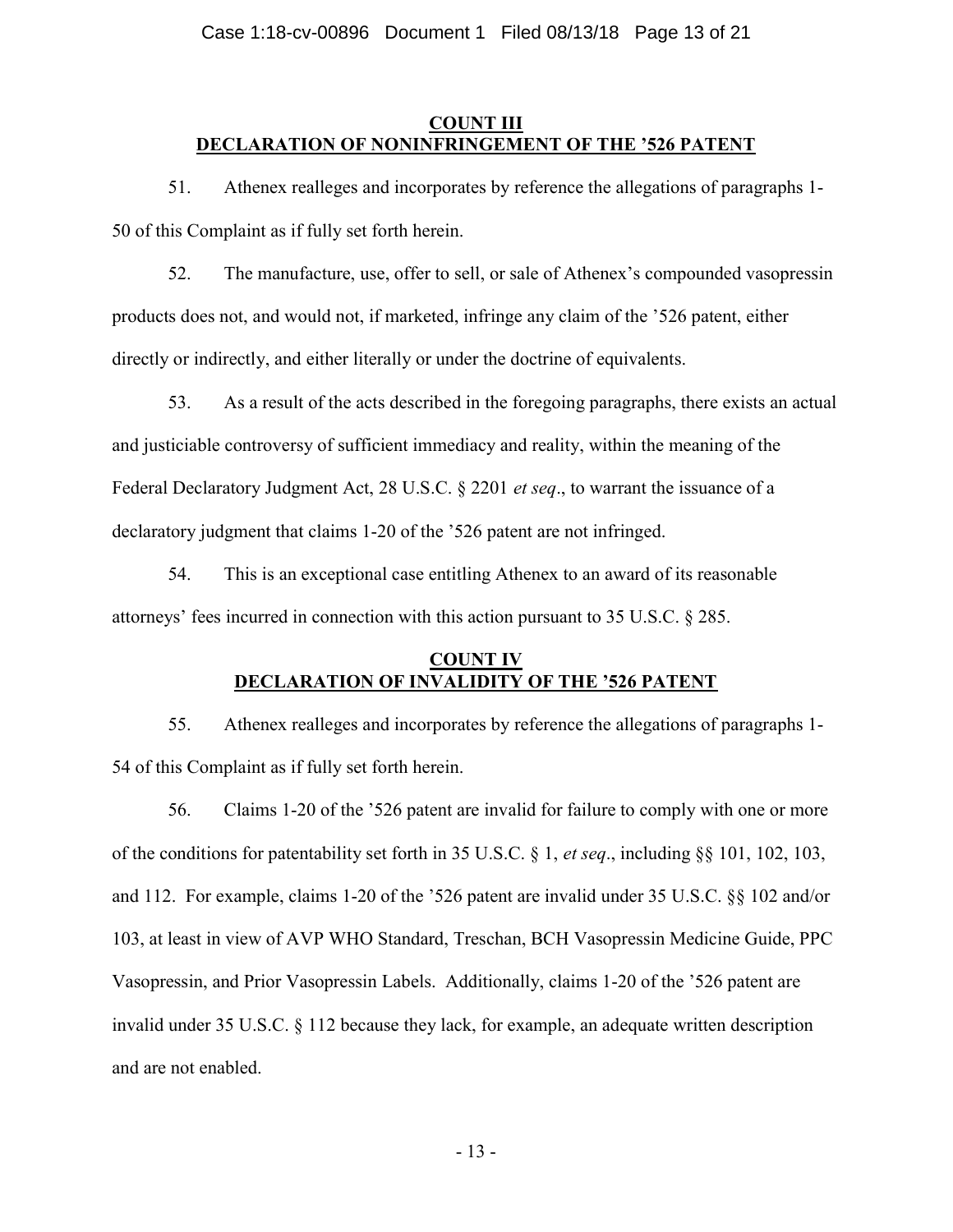## COUNT III
## DECLARATION OF NONINFRINGEMENT OF THE '526 PATENT

51. Athenex realleges and incorporates by reference the allegations of paragraphs 1-50 of this Complaint as if fully set forth herein.

52. The manufacture, use, offer to sell, or sale of Athenex's compounded vasopressin products does not, and would not, if marketed, infringe any claim of the '526 patent, either directly or indirectly, and either literally or under the doctrine of equivalents.

53. As a result of the acts described in the foregoing paragraphs, there exists an actual and justiciable controversy of sufficient immediacy and reality, within the meaning of the Federal Declaratory Judgment Act, 28 U.S.C. § 2201 *et seq*., to warrant the issuance of a declaratory judgment that claims 1-20 of the '526 patent are not infringed.

54. This is an exceptional case entitling Athenex to an award of its reasonable attorneys' fees incurred in connection with this action pursuant to 35 U.S.C. § 285.

## COUNT IV
## DECLARATION OF INVALIDITY OF THE '526 PATENT

55. Athenex realleges and incorporates by reference the allegations of paragraphs 1-54 of this Complaint as if fully set forth herein.

56. Claims 1-20 of the '526 patent are invalid for failure to comply with one or more of the conditions for patentability set forth in 35 U.S.C. § 1, *et seq*., including §§ 101, 102, 103, and 112. For example, claims 1-20 of the '526 patent are invalid under 35 U.S.C. §§ 102 and/or 103, at least in view of AVP WHO Standard, Treschan, BCH Vasopressin Medicine Guide, PPC Vasopressin, and Prior Vasopressin Labels. Additionally, claims 1-20 of the '526 patent are invalid under 35 U.S.C. § 112 because they lack, for example, an adequate written description and are not enabled.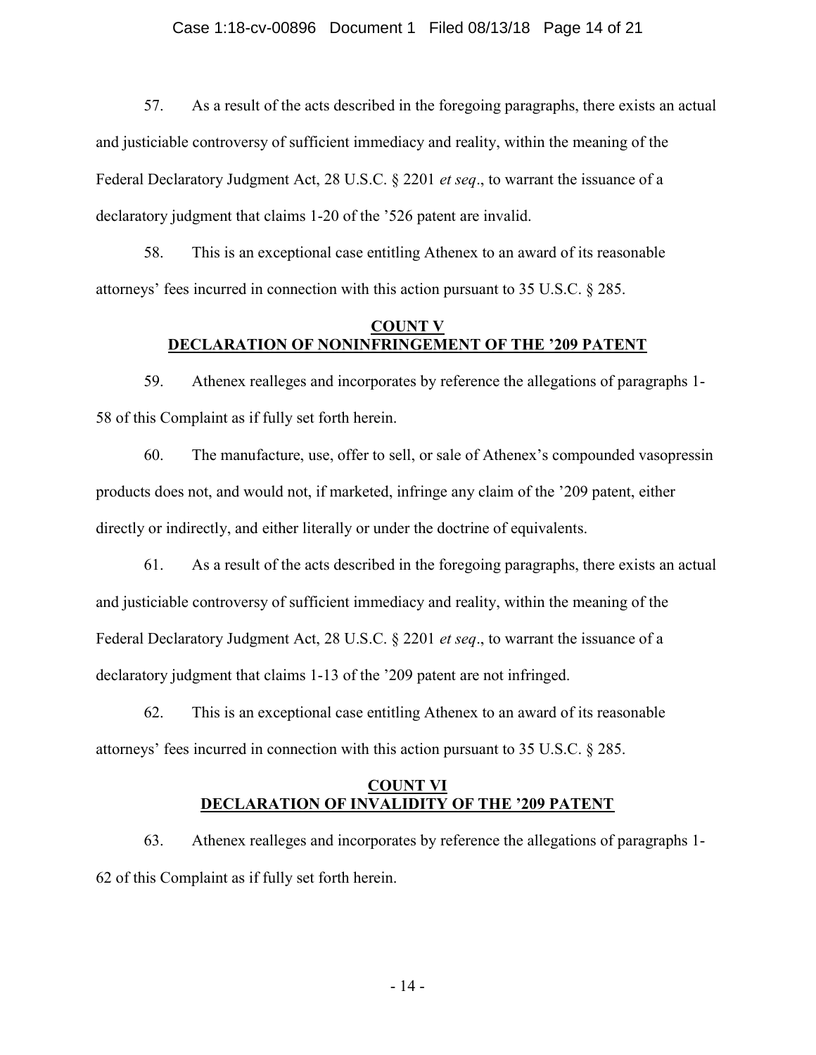57. As a result of the acts described in the foregoing paragraphs, there exists an actual and justiciable controversy of sufficient immediacy and reality, within the meaning of the Federal Declaratory Judgment Act, 28 U.S.C. § 2201 *et seq*., to warrant the issuance of a declaratory judgment that claims 1-20 of the '526 patent are invalid.

58. This is an exceptional case entitling Athenex to an award of its reasonable attorneys' fees incurred in connection with this action pursuant to 35 U.S.C. § 285.

## COUNT V
## DECLARATION OF NONINFRINGEMENT OF THE '209 PATENT

59. Athenex realleges and incorporates by reference the allegations of paragraphs 1-58 of this Complaint as if fully set forth herein.

60. The manufacture, use, offer to sell, or sale of Athenex's compounded vasopressin products does not, and would not, if marketed, infringe any claim of the '209 patent, either directly or indirectly, and either literally or under the doctrine of equivalents.

61. As a result of the acts described in the foregoing paragraphs, there exists an actual and justiciable controversy of sufficient immediacy and reality, within the meaning of the Federal Declaratory Judgment Act, 28 U.S.C. § 2201 *et seq*., to warrant the issuance of a declaratory judgment that claims 1-13 of the '209 patent are not infringed.

62. This is an exceptional case entitling Athenex to an award of its reasonable attorneys' fees incurred in connection with this action pursuant to 35 U.S.C. § 285.

## COUNT VI
## DECLARATION OF INVALIDITY OF THE '209 PATENT

63. Athenex realleges and incorporates by reference the allegations of paragraphs 1-62 of this Complaint as if fully set forth herein.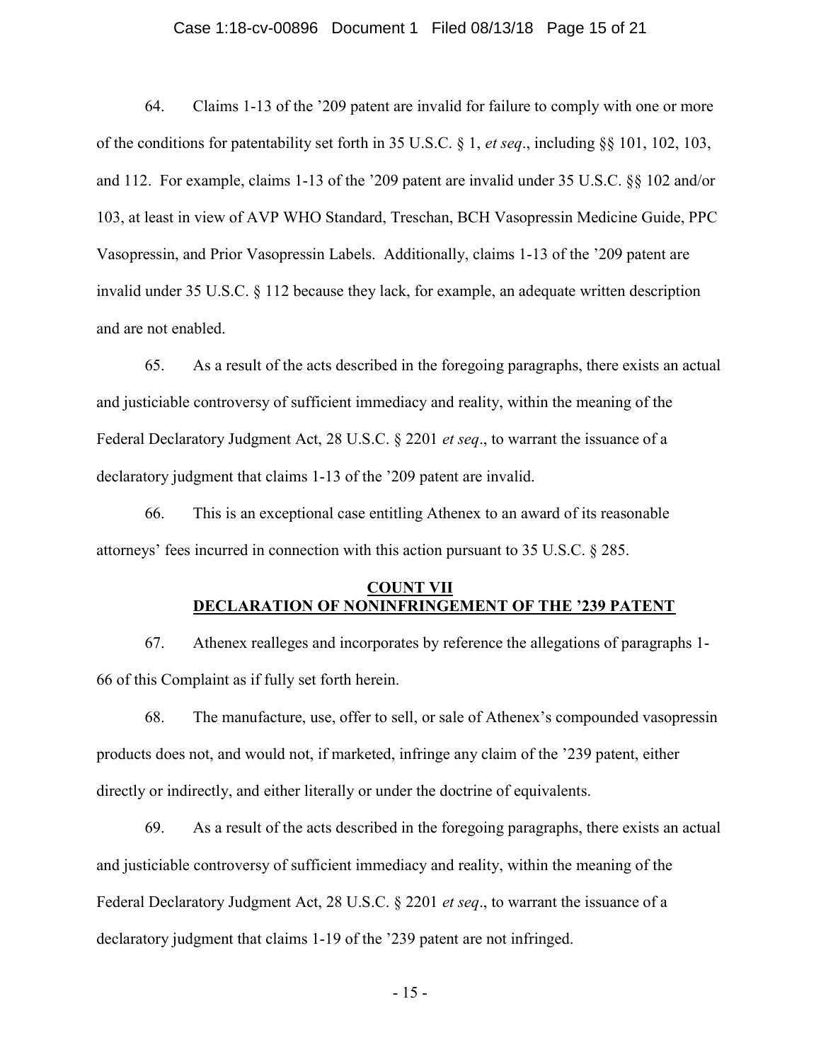64. Claims 1-13 of the ’209 patent are invalid for failure to comply with one or more of the conditions for patentability set forth in 35 U.S.C. § 1, *et seq*., including §§ 101, 102, 103, and 112. For example, claims 1-13 of the ’209 patent are invalid under 35 U.S.C. §§ 102 and/or 103, at least in view of AVP WHO Standard, Treschan, BCH Vasopressin Medicine Guide, PPC Vasopressin, and Prior Vasopressin Labels. Additionally, claims 1-13 of the ’209 patent are invalid under 35 U.S.C. § 112 because they lack, for example, an adequate written description and are not enabled.

65. As a result of the acts described in the foregoing paragraphs, there exists an actual and justiciable controversy of sufficient immediacy and reality, within the meaning of the Federal Declaratory Judgment Act, 28 U.S.C. § 2201 *et seq*., to warrant the issuance of a declaratory judgment that claims 1-13 of the ’209 patent are invalid.

66. This is an exceptional case entitling Athenex to an award of its reasonable attorneys’ fees incurred in connection with this action pursuant to 35 U.S.C. § 285.

## COUNT VII
## DECLARATION OF NONINFRINGEMENT OF THE ’239 PATENT

67. Athenex realleges and incorporates by reference the allegations of paragraphs 1-66 of this Complaint as if fully set forth herein.

68. The manufacture, use, offer to sell, or sale of Athenex’s compounded vasopressin products does not, and would not, if marketed, infringe any claim of the ’239 patent, either directly or indirectly, and either literally or under the doctrine of equivalents.

69. As a result of the acts described in the foregoing paragraphs, there exists an actual and justiciable controversy of sufficient immediacy and reality, within the meaning of the Federal Declaratory Judgment Act, 28 U.S.C. § 2201 *et seq*., to warrant the issuance of a declaratory judgment that claims 1-19 of the ’239 patent are not infringed.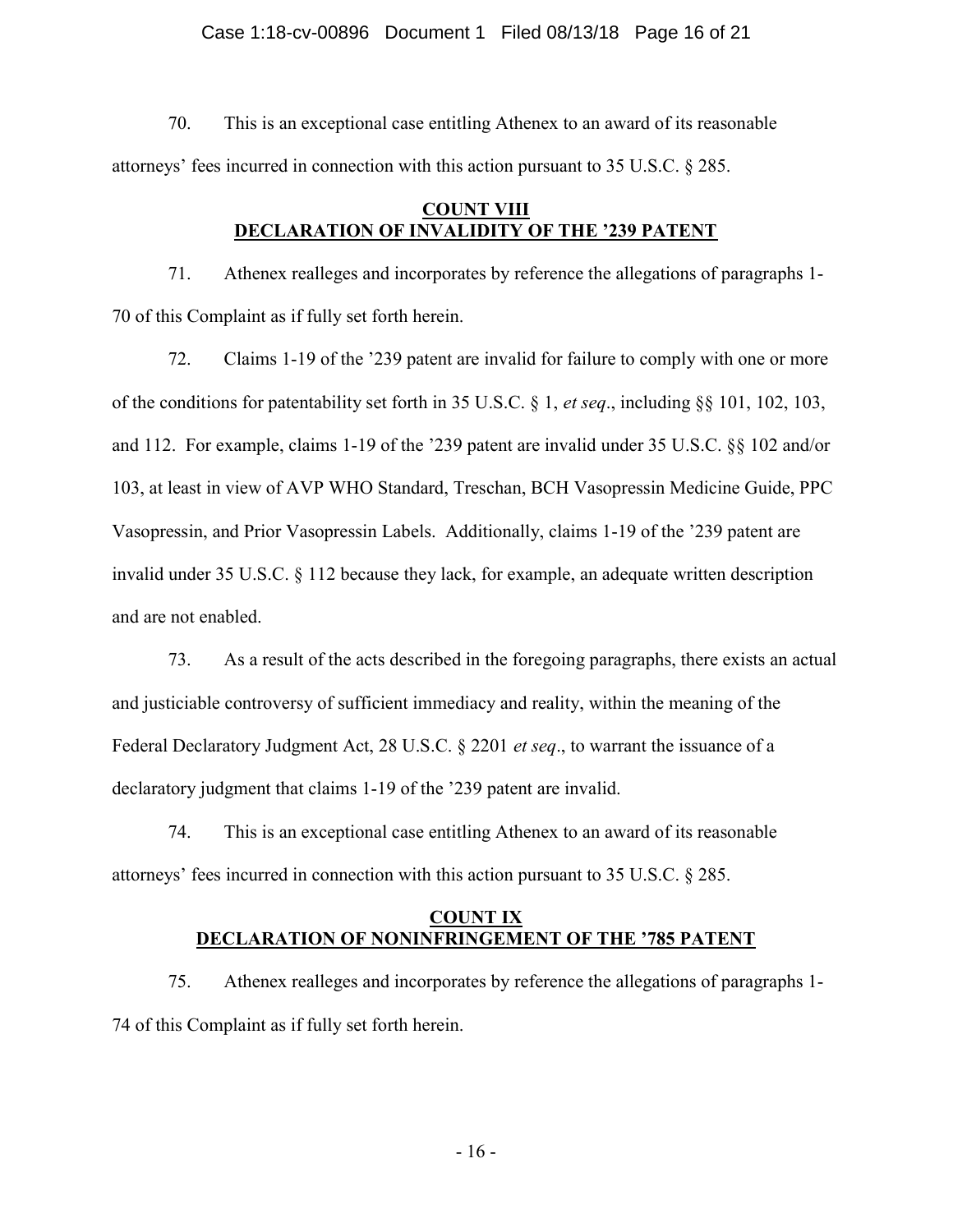70. This is an exceptional case entitling Athenex to an award of its reasonable attorneys' fees incurred in connection with this action pursuant to 35 U.S.C. § 285.

## COUNT VIII
## DECLARATION OF INVALIDITY OF THE '239 PATENT

71. Athenex realleges and incorporates by reference the allegations of paragraphs 1-70 of this Complaint as if fully set forth herein.

72. Claims 1-19 of the '239 patent are invalid for failure to comply with one or more of the conditions for patentability set forth in 35 U.S.C. § 1, *et seq*., including §§ 101, 102, 103, and 112. For example, claims 1-19 of the '239 patent are invalid under 35 U.S.C. §§ 102 and/or 103, at least in view of AVP WHO Standard, Treschan, BCH Vasopressin Medicine Guide, PPC Vasopressin, and Prior Vasopressin Labels. Additionally, claims 1-19 of the '239 patent are invalid under 35 U.S.C. § 112 because they lack, for example, an adequate written description and are not enabled.

73. As a result of the acts described in the foregoing paragraphs, there exists an actual and justiciable controversy of sufficient immediacy and reality, within the meaning of the Federal Declaratory Judgment Act, 28 U.S.C. § 2201 *et seq*., to warrant the issuance of a declaratory judgment that claims 1-19 of the '239 patent are invalid.

74. This is an exceptional case entitling Athenex to an award of its reasonable attorneys' fees incurred in connection with this action pursuant to 35 U.S.C. § 285.

## COUNT IX
## DECLARATION OF NONINFRINGEMENT OF THE '785 PATENT

75. Athenex realleges and incorporates by reference the allegations of paragraphs 1-74 of this Complaint as if fully set forth herein.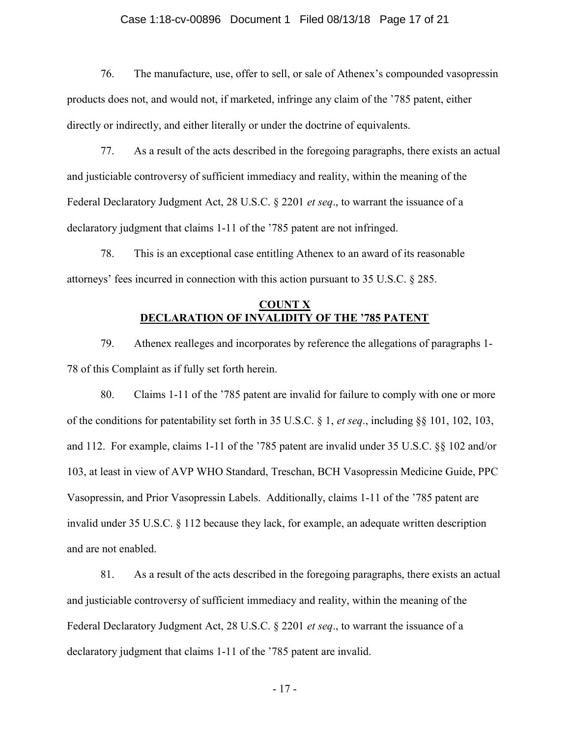76. The manufacture, use, offer to sell, or sale of Athenex's compounded vasopressin products does not, and would not, if marketed, infringe any claim of the '785 patent, either directly or indirectly, and either literally or under the doctrine of equivalents.

77. As a result of the acts described in the foregoing paragraphs, there exists an actual and justiciable controversy of sufficient immediacy and reality, within the meaning of the Federal Declaratory Judgment Act, 28 U.S.C. § 2201 *et seq*., to warrant the issuance of a declaratory judgment that claims 1-11 of the '785 patent are not infringed.

78. This is an exceptional case entitling Athenex to an award of its reasonable attorneys' fees incurred in connection with this action pursuant to 35 U.S.C. § 285.

## COUNT X
## DECLARATION OF INVALIDITY OF THE '785 PATENT

79. Athenex realleges and incorporates by reference the allegations of paragraphs 1-78 of this Complaint as if fully set forth herein.

80. Claims 1-11 of the '785 patent are invalid for failure to comply with one or more of the conditions for patentability set forth in 35 U.S.C. § 1, *et seq*., including §§ 101, 102, 103, and 112. For example, claims 1-11 of the '785 patent are invalid under 35 U.S.C. §§ 102 and/or 103, at least in view of AVP WHO Standard, Treschan, BCH Vasopressin Medicine Guide, PPC Vasopressin, and Prior Vasopressin Labels. Additionally, claims 1-11 of the '785 patent are invalid under 35 U.S.C. § 112 because they lack, for example, an adequate written description and are not enabled.

81. As a result of the acts described in the foregoing paragraphs, there exists an actual and justiciable controversy of sufficient immediacy and reality, within the meaning of the Federal Declaratory Judgment Act, 28 U.S.C. § 2201 *et seq*., to warrant the issuance of a declaratory judgment that claims 1-11 of the '785 patent are invalid.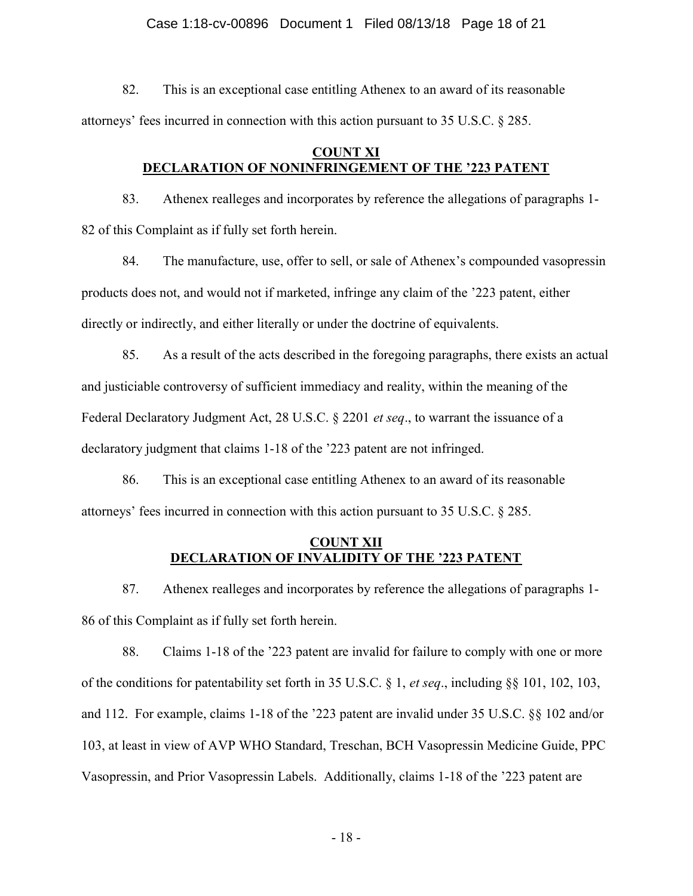82. This is an exceptional case entitling Athenex to an award of its reasonable attorneys' fees incurred in connection with this action pursuant to 35 U.S.C. § 285.

**COUNT XI**
**DECLARATION OF NONINFRINGEMENT OF THE '223 PATENT**

83. Athenex realleges and incorporates by reference the allegations of paragraphs 1-82 of this Complaint as if fully set forth herein.

84. The manufacture, use, offer to sell, or sale of Athenex's compounded vasopressin products does not, and would not if marketed, infringe any claim of the '223 patent, either directly or indirectly, and either literally or under the doctrine of equivalents.

85. As a result of the acts described in the foregoing paragraphs, there exists an actual and justiciable controversy of sufficient immediacy and reality, within the meaning of the Federal Declaratory Judgment Act, 28 U.S.C. § 2201 *et seq*., to warrant the issuance of a declaratory judgment that claims 1-18 of the '223 patent are not infringed.

86. This is an exceptional case entitling Athenex to an award of its reasonable attorneys' fees incurred in connection with this action pursuant to 35 U.S.C. § 285.

**COUNT XII**
**DECLARATION OF INVALIDITY OF THE '223 PATENT**

87. Athenex realleges and incorporates by reference the allegations of paragraphs 1-86 of this Complaint as if fully set forth herein.

88. Claims 1-18 of the '223 patent are invalid for failure to comply with one or more of the conditions for patentability set forth in 35 U.S.C. § 1, *et seq*., including §§ 101, 102, 103, and 112. For example, claims 1-18 of the '223 patent are invalid under 35 U.S.C. §§ 102 and/or 103, at least in view of AVP WHO Standard, Treschan, BCH Vasopressin Medicine Guide, PPC Vasopressin, and Prior Vasopressin Labels. Additionally, claims 1-18 of the '223 patent are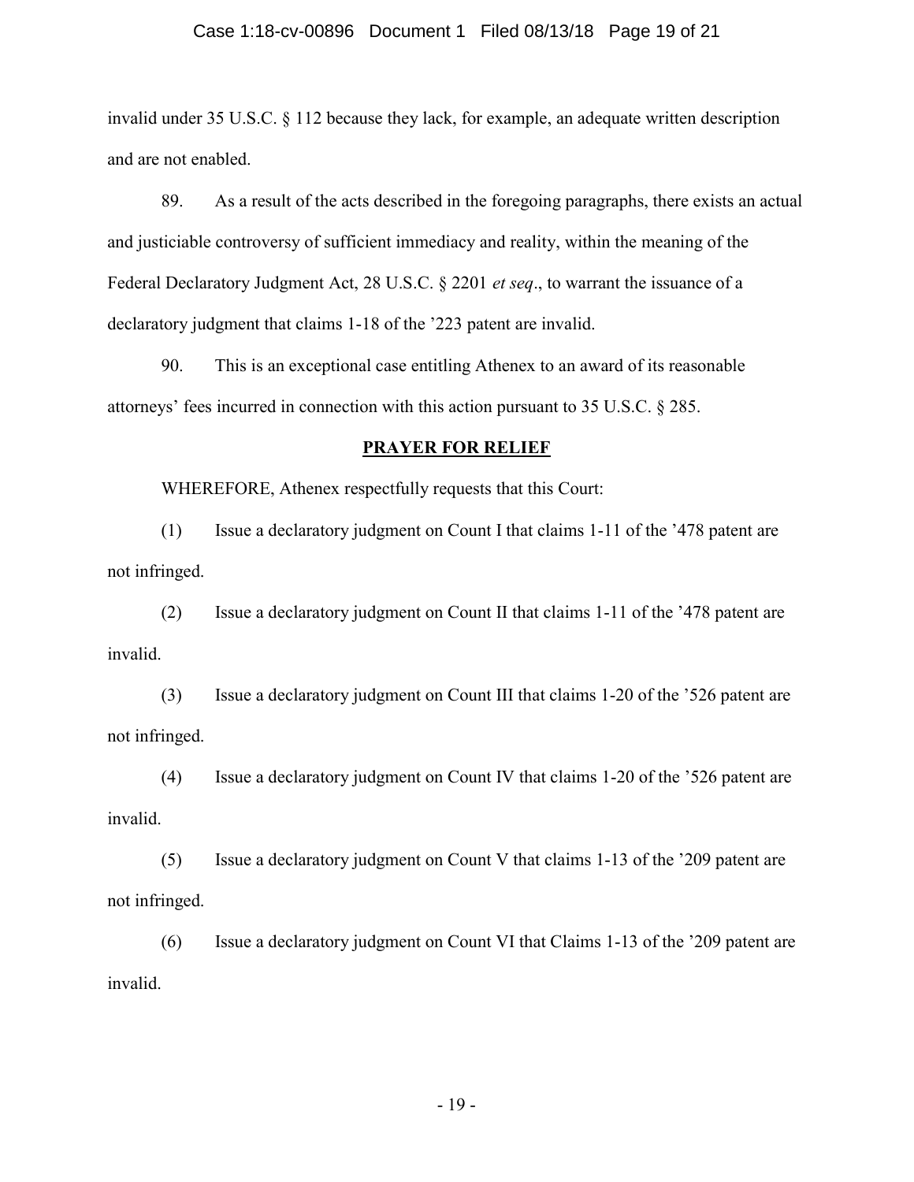invalid under 35 U.S.C. § 112 because they lack, for example, an adequate written description and are not enabled.

89. As a result of the acts described in the foregoing paragraphs, there exists an actual and justiciable controversy of sufficient immediacy and reality, within the meaning of the Federal Declaratory Judgment Act, 28 U.S.C. § 2201 *et seq*., to warrant the issuance of a declaratory judgment that claims 1-18 of the '223 patent are invalid.

90. This is an exceptional case entitling Athenex to an award of its reasonable attorneys' fees incurred in connection with this action pursuant to 35 U.S.C. § 285.

## PRAYER FOR RELIEF

WHEREFORE, Athenex respectfully requests that this Court:

(1) Issue a declaratory judgment on Count I that claims 1-11 of the '478 patent are not infringed.

(2) Issue a declaratory judgment on Count II that claims 1-11 of the '478 patent are invalid.

(3) Issue a declaratory judgment on Count III that claims 1-20 of the '526 patent are not infringed.

(4) Issue a declaratory judgment on Count IV that claims 1-20 of the '526 patent are invalid.

(5) Issue a declaratory judgment on Count V that claims 1-13 of the '209 patent are not infringed.

(6) Issue a declaratory judgment on Count VI that Claims 1-13 of the '209 patent are invalid.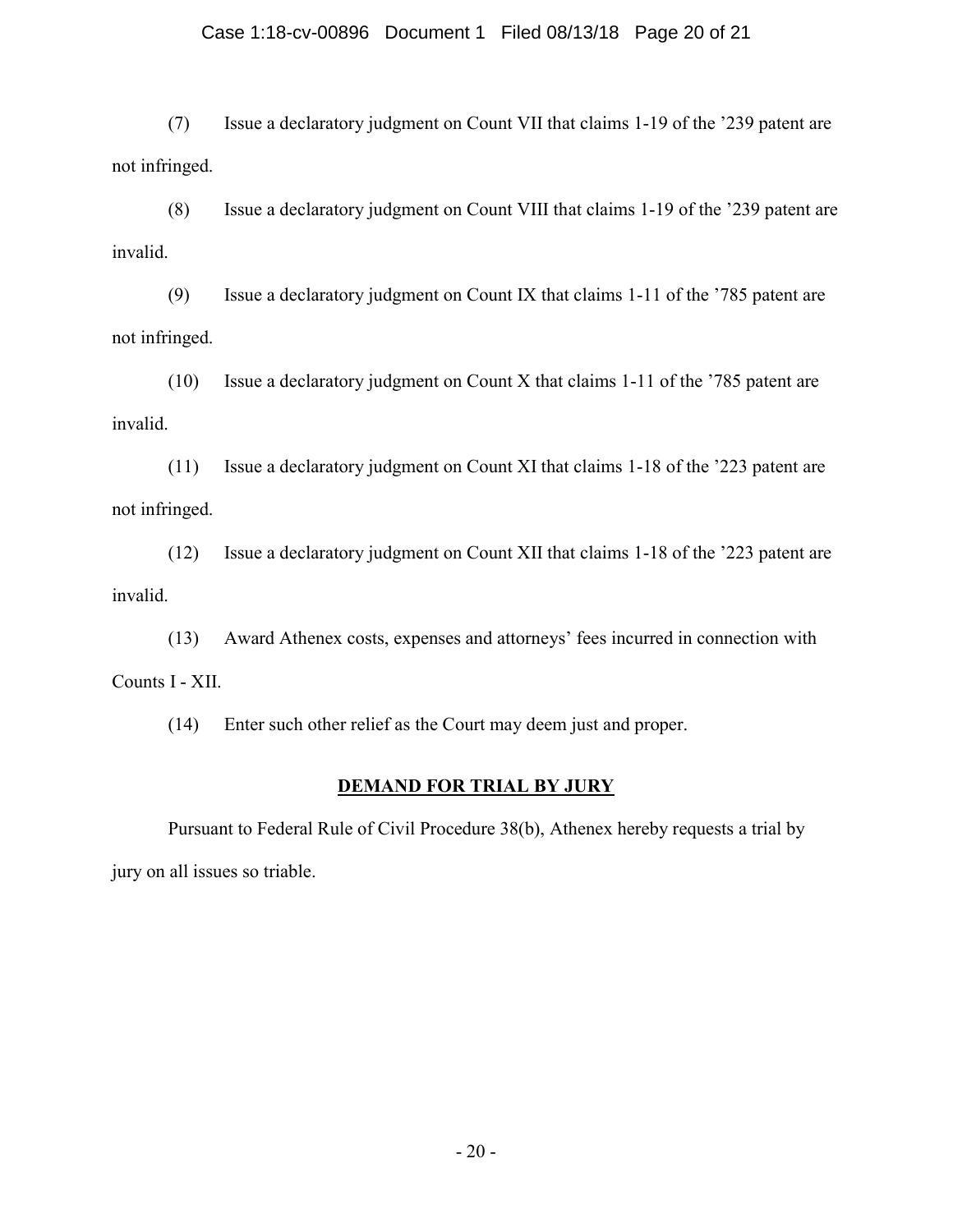(7) Issue a declaratory judgment on Count VII that claims 1-19 of the '239 patent are not infringed.

(8) Issue a declaratory judgment on Count VIII that claims 1-19 of the '239 patent are invalid.

(9) Issue a declaratory judgment on Count IX that claims 1-11 of the '785 patent are not infringed.

(10) Issue a declaratory judgment on Count X that claims 1-11 of the '785 patent are invalid.

(11) Issue a declaratory judgment on Count XI that claims 1-18 of the '223 patent are not infringed.

(12) Issue a declaratory judgment on Count XII that claims 1-18 of the '223 patent are invalid.

(13) Award Athenex costs, expenses and attorneys' fees incurred in connection with Counts I - XII.

(14) Enter such other relief as the Court may deem just and proper.

## **DEMAND FOR TRIAL BY JURY**

Pursuant to Federal Rule of Civil Procedure 38(b), Athenex hereby requests a trial by jury on all issues so triable.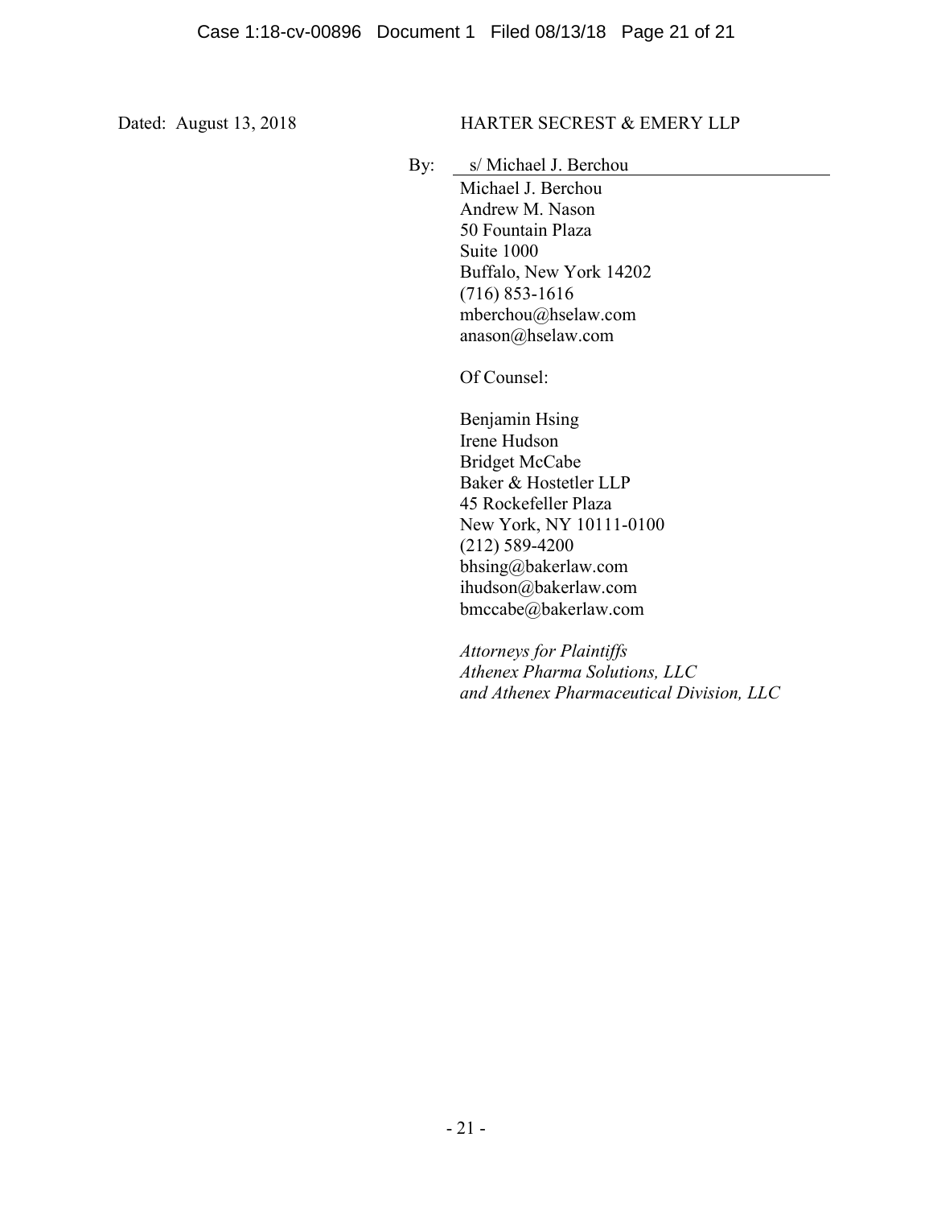Dated: August 13, 2018

HARTER SECREST & EMERY LLP

By: s/ Michael J. Berchou

Michael J. Berchou
Andrew M. Nason
50 Fountain Plaza
Suite 1000
Buffalo, New York 14202
(716) 853-1616
mberchou@hselaw.com
anason@hselaw.com

Of Counsel:

Benjamin Hsing
Irene Hudson
Bridget McCabe
Baker & Hostetler LLP
45 Rockefeller Plaza
New York, NY 10111-0100
(212) 589-4200
bhsing@bakerlaw.com
ihudson@bakerlaw.com
bmccabe@bakerlaw.com

*Attorneys for Plaintiffs*
*Athenex Pharma Solutions, LLC*
*and Athenex Pharmaceutical Division, LLC*